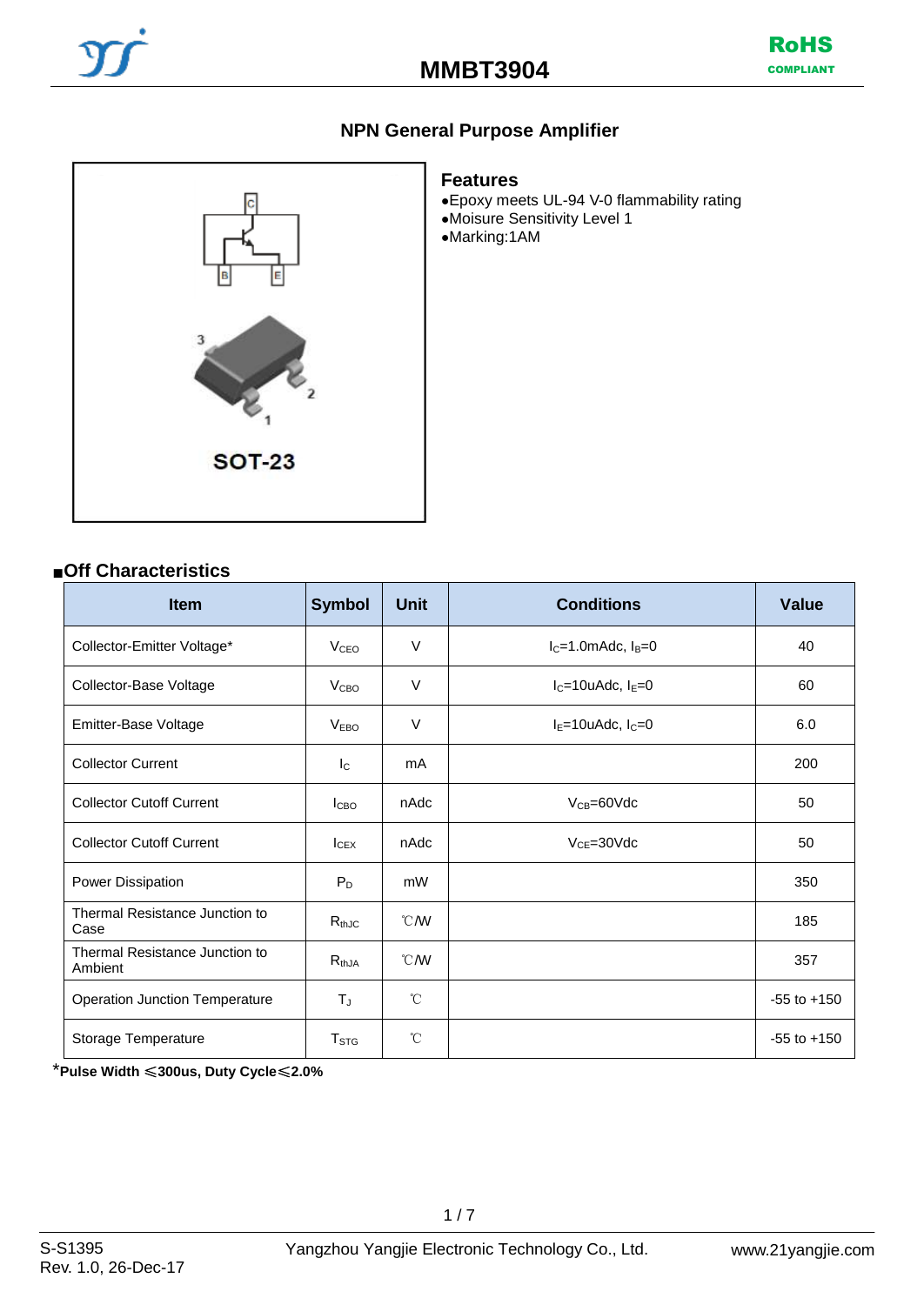# MMBT3904

RoHS COMPLIANT

## NPN General Purpose Amplifier

SOT-23

### Features

- Epoxy meets UL-94 V-0 flammability rating
- Moisure Sensitivity Level 1
- Marking:1AM

### ■Off Characteristics

| Item | Symbol | Unit | Conditions | Value |
|---|---|---|---|---|
| Collector-Emitter Voltage* | $V_{CEO}$ | V | $I_C$=1.0mAdc, $I_B$=0 | 40 |
| Collector-Base Voltage | $V_{CBO}$ | V | $I_C$=10uAdc, $I_E$=0 | 60 |
| Emitter-Base Voltage | $V_{EBO}$ | V | $I_E$=10uAdc, $I_C$=0 | 6.0 |
| Collector Current | $I_C$ | mA | | 200 |
| Collector Cutoff Current | $I_{CBO}$ | nAdc | $V_{CB}$=60Vdc | 50 |
| Collector Cutoff Current | $I_{CEX}$ | nAdc | $V_{CE}$=30Vdc | 50 |
| Power Dissipation | $P_D$ | mW | | 350 |
| Thermal Resistance Junction to Case | $R_{thJC}$ | ℃/W | | 185 |
| Thermal Resistance Junction to Ambient | $R_{thJA}$ | ℃/W | | 357 |
| Operation Junction Temperature | $T_J$ | ℃ | | -55 to +150 |
| Storage Temperature | $T_{STG}$ | ℃ | | -55 to +150 |

***Pulse Width ≤300us, Duty Cycle≤2.0%**

S-S1395
Rev. 1.0, 26-Dec-17

Yangzhou Yangjie Electronic Technology Co., Ltd.

www.21yangjie.com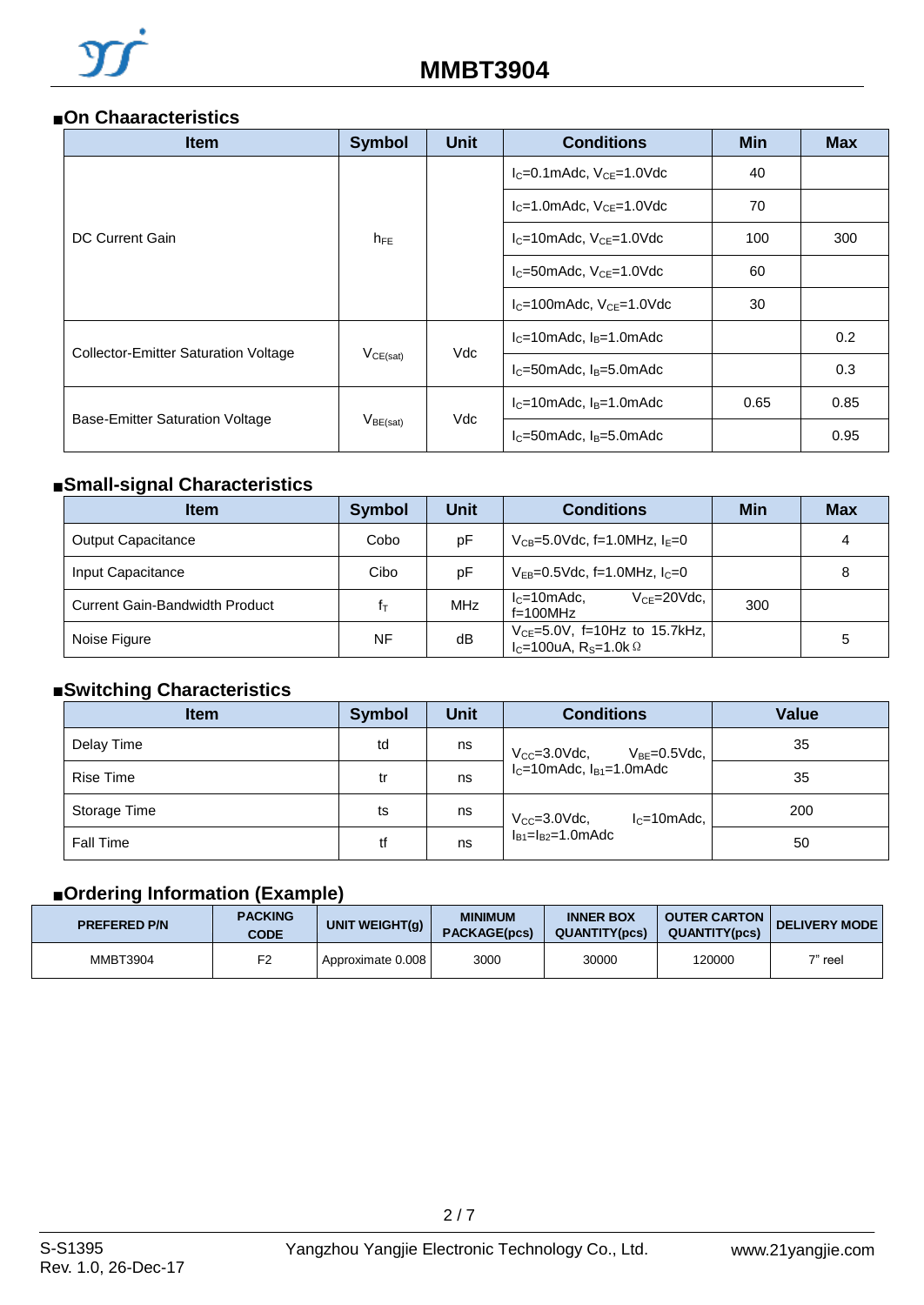# MMBT3904

## ■On Chaaracteristics

| Item | Symbol | Unit | Conditions | Min | Max |
|---|---|---|---|---|---|
| DC Current Gain | $h_{FE}$ | | $I_C$=0.1mAdc, $V_{CE}$=1.0Vdc | 40 | |
| | | | $I_C$=1.0mAdc, $V_{CE}$=1.0Vdc | 70 | |
| | | | $I_C$=10mAdc, $V_{CE}$=1.0Vdc | 100 | 300 |
| | | | $I_C$=50mAdc, $V_{CE}$=1.0Vdc | 60 | |
| | | | $I_C$=100mAdc, $V_{CE}$=1.0Vdc | 30 | |
| Collector-Emitter Saturation Voltage | $V_{CE(sat)}$ | Vdc | $I_C$=10mAdc, $I_B$=1.0mAdc | | 0.2 |
| | | | $I_C$=50mAdc, $I_B$=5.0mAdc | | 0.3 |
| Base-Emitter Saturation Voltage | $V_{BE(sat)}$ | Vdc | $I_C$=10mAdc, $I_B$=1.0mAdc | 0.65 | 0.85 |
| | | | $I_C$=50mAdc, $I_B$=5.0mAdc | | 0.95 |

## ■Small-signal Characteristics

| Item | Symbol | Unit | Conditions | Min | Max |
|---|---|---|---|---|---|
| Output Capacitance | Cobo | pF | $V_{CB}$=5.0Vdc, f=1.0MHz, $I_E$=0 | | 4 |
| Input Capacitance | Cibo | pF | $V_{EB}$=0.5Vdc, f=1.0MHz, $I_C$=0 | | 8 |
| Current Gain-Bandwidth Product | $f_T$ | MHz | $I_C$=10mAdc, $V_{CE}$=20Vdc, f=100MHz | 300 | |
| Noise Figure | NF | dB | $V_{CE}$=5.0V, f=10Hz to 15.7kHz, $I_C$=100uA, $R_S$=1.0kΩ | | 5 |

## ■Switching Characteristics

| Item | Symbol | Unit | Conditions | Value |
|---|---|---|---|---|
| Delay Time | td | ns | $V_{CC}$=3.0Vdc, $V_{BE}$=0.5Vdc, $I_C$=10mAdc, $I_{B1}$=1.0mAdc | 35 |
| Rise Time | tr | ns | | 35 |
| Storage Time | ts | ns | $V_{CC}$=3.0Vdc, $I_C$=10mAdc, $I_{B1}$=$I_{B2}$=1.0mAdc | 200 |
| Fall Time | tf | ns | | 50 |

## ■Ordering Information (Example)

| PREFERED P/N | PACKING CODE | UNIT WEIGHT(g) | MINIMUM PACKAGE(pcs) | INNER BOX QUANTITY(pcs) | OUTER CARTON QUANTITY(pcs) | DELIVERY MODE |
|---|---|---|---|---|---|---|
| MMBT3904 | F2 | Approximate 0.008 | 3000 | 30000 | 120000 | 7" reel |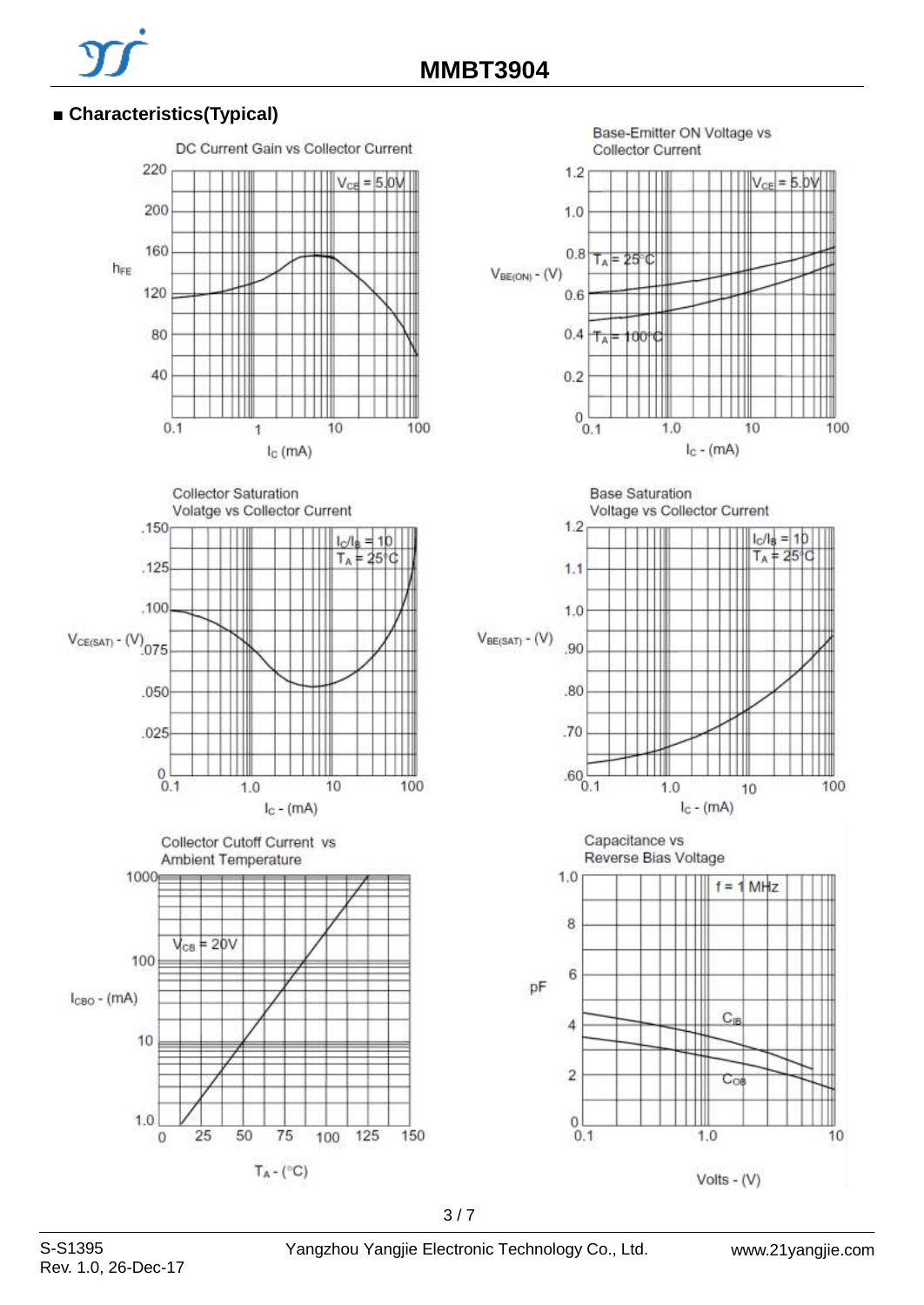## ■ Characteristics(Typical)

DC Current Gain vs Collector Current

Base-Emitter ON Voltage vs Collector Current

Collector Saturation Volatge vs Collector Current

Base Saturation Voltage vs Collector Current

Collector Cutoff Current vs Ambient Temperature

Capacitance vs Reverse Bias Voltage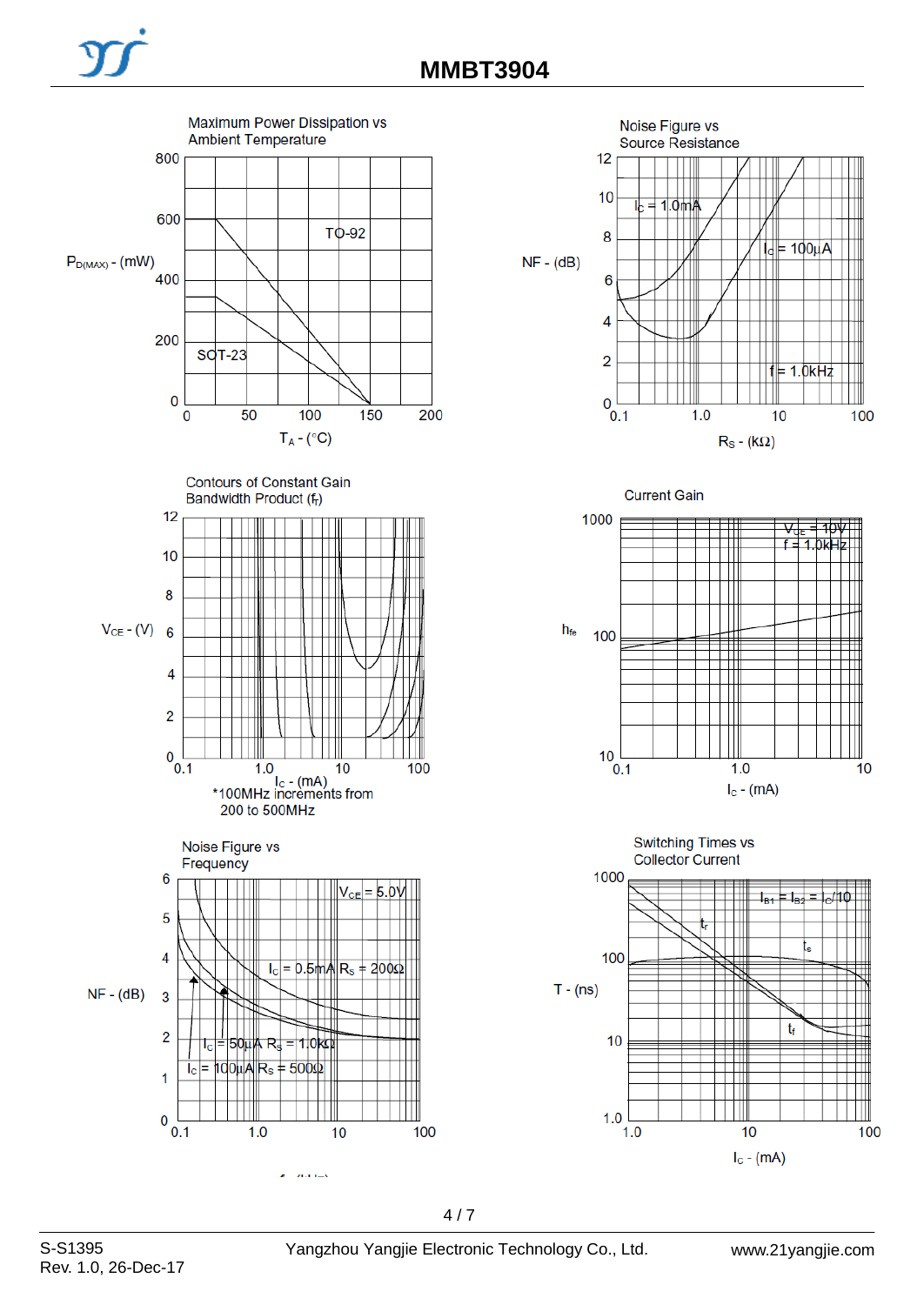# MMBT3904

Maximum Power Dissipation vs Ambient Temperature

$P_{D(MAX)}$ - (mW): 0, 200, 400, 600, 800

$T_A$ - (°C): 0, 50, 100, 150, 200

TO-92

SOT-23

Noise Figure vs Source Resistance

NF - (dB): 0, 2, 4, 6, 8, 10, 12

$R_S$ - (kΩ): 0.1, 1.0, 10, 100

$I_C$ = 1.0mA

$I_C$ = 100μA

f = 1.0kHz

Contours of Constant Gain Bandwidth Product ($f_T$)

$V_{CE}$ - (V): 0, 2, 4, 6, 8, 10, 12

$I_C$ - (mA): 0.1, 1.0, 10, 100

*100MHz increments from 200 to 500MHz

Current Gain

$h_{fe}$: 10, 100, 1000

$I_C$ - (mA): 0.1, 1.0, 10

$V_{CE}$ = 10V

f = 1.0kHz

Noise Figure vs Frequency

NF - (dB): 0, 1, 2, 3, 4, 5, 6

0.1, 1.0, 10, 100

$V_{CE}$ = 5.0V

$I_C$ = 0.5mA $R_S$ = 200Ω

$I_C$ = 50μA $R_S$ = 1.0kΩ

$I_C$ = 100μA $R_S$ = 500Ω

Switching Times vs Collector Current

T - (ns): 1.0, 10, 100, 1000

$I_C$ - (mA): 1.0, 10, 100

$I_{B1}$ = $I_{B2}$ = $I_C$/10

$t_r$

$t_s$

$t_f$

S-S1395
Rev. 1.0, 26-Dec-17

Yangzhou Yangjie Electronic Technology Co., Ltd.

www.21yangjie.com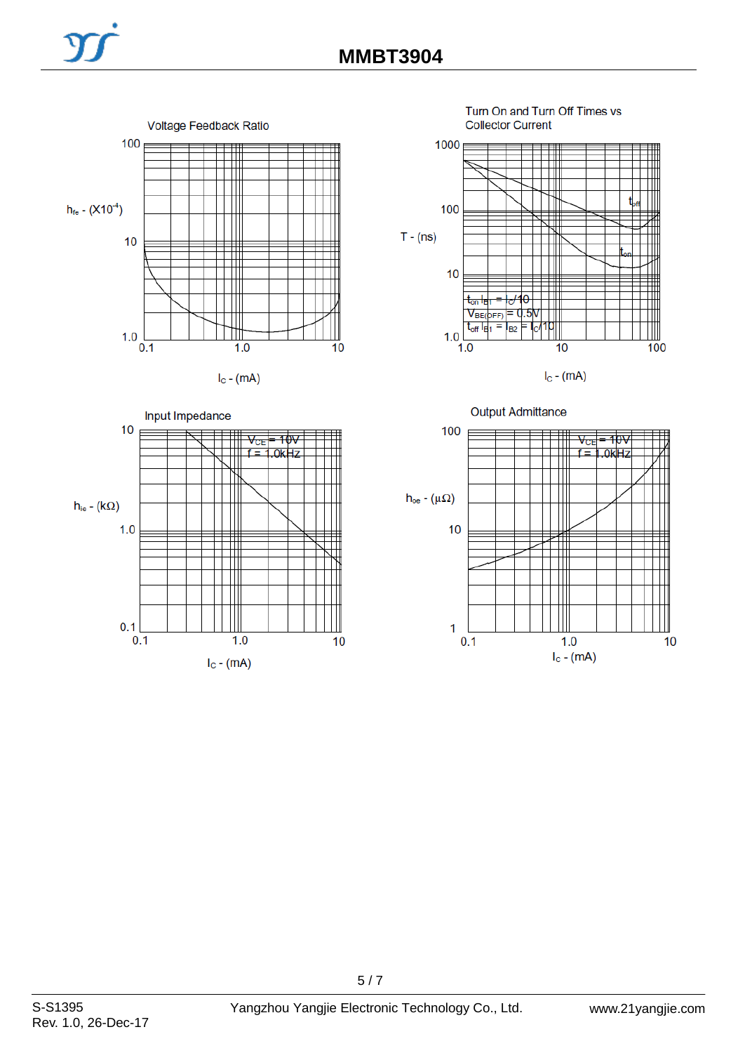## Voltage Feedback Ratio

$h_{re}$ - ($\times 10^{-4}$)

$I_C$ - (mA)

## Turn On and Turn Off Times vs Collector Current

T - (ns)

$t_{off}$

$t_{on}$

$t_{on}$ $I_{B1} = I_C/10$

$V_{BE(OFF)} = 0.5V$

$t_{off}$ $I_{B1} = I_{B2} = I_C/10$

$I_C$ - (mA)

## Input Impedance

$h_{ie}$ - (kΩ)

$V_{CE} = 10V$

f = 1.0kHz

$I_C$ - (mA)

## Output Admittance

$h_{oe}$ - (μΩ)

$V_{CE} = 10V$

f = 1.0kHz

$I_C$ - (mA)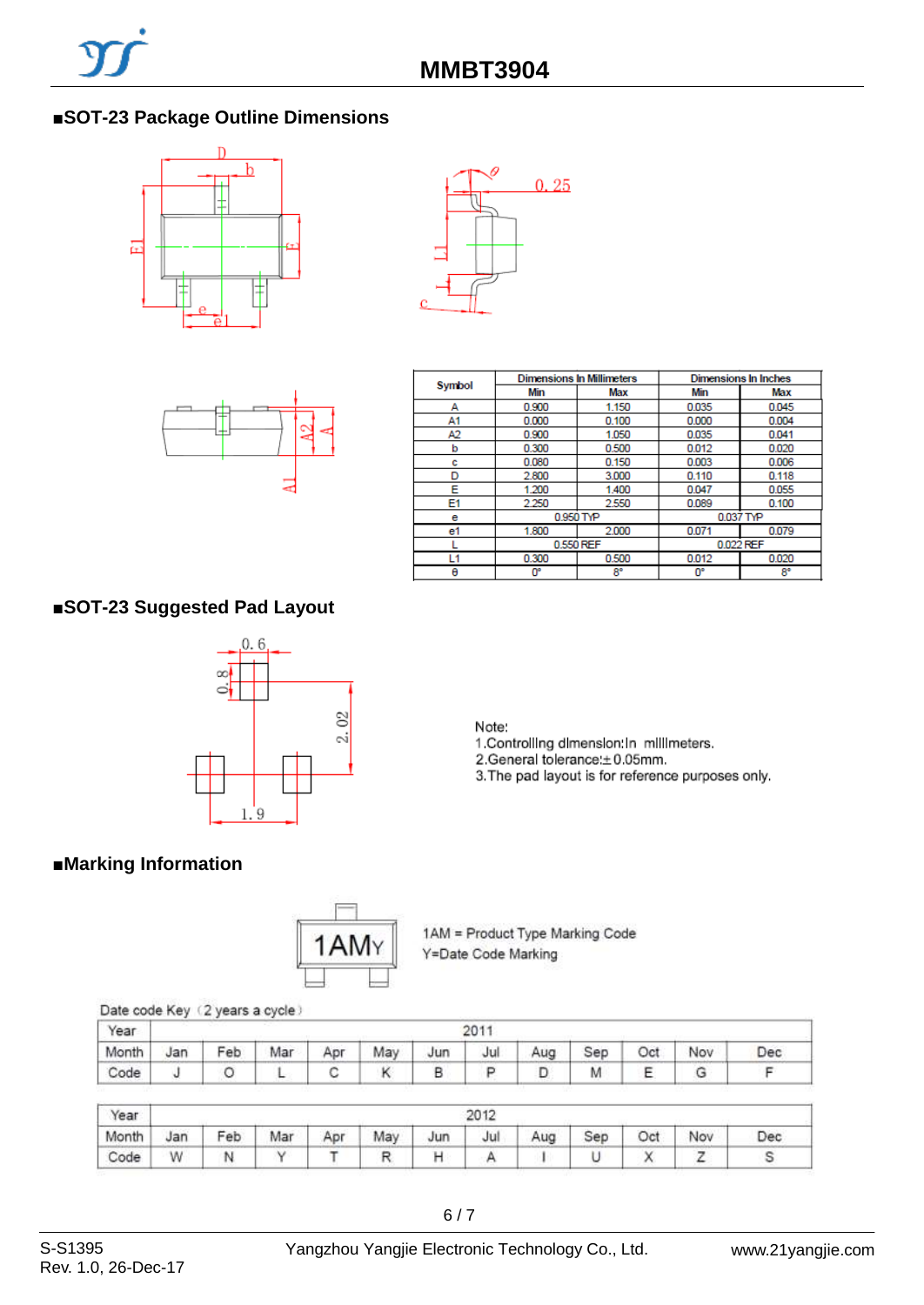## ■SOT-23 Package Outline Dimensions

| Symbol | Dimensions In Millimeters | | Dimensions In Inches | |
|---|---|---|---|---|
| | Min | Max | Min | Max |
| A | 0.900 | 1.150 | 0.035 | 0.045 |
| A1 | 0.000 | 0.100 | 0.000 | 0.004 |
| A2 | 0.900 | 1.050 | 0.035 | 0.041 |
| b | 0.300 | 0.500 | 0.012 | 0.020 |
| c | 0.080 | 0.150 | 0.003 | 0.006 |
| D | 2.800 | 3.000 | 0.110 | 0.118 |
| E | 1.200 | 1.400 | 0.047 | 0.055 |
| E1 | 2.250 | 2.550 | 0.089 | 0.100 |
| e | 0.950 TYP | | 0.037 TYP | |
| e1 | 1.800 | 2.000 | 0.071 | 0.079 |
| L | 0.550 REF | | 0.022 REF | |
| L1 | 0.300 | 0.500 | 0.012 | 0.020 |
| θ | 0° | 8° | 0° | 8° |

## ■SOT-23 Suggested Pad Layout

Note:
1.Controlling dimension:In millimeters.
2.General tolerance:±0.05mm.
3.The pad layout is for reference purposes only.

## ■Marking Information

1AM = Product Type Marking Code
Y=Date Code Marking

Date code Key（2 years a cycle）

| Year | 2011 | | | | | | | | | | | |
|---|---|---|---|---|---|---|---|---|---|---|---|---|
| Month | Jan | Feb | Mar | Apr | May | Jun | Jul | Aug | Sep | Oct | Nov | Dec |
| Code | J | O | L | C | K | B | P | D | M | E | G | F |

| Year | 2012 | | | | | | | | | | | |
|---|---|---|---|---|---|---|---|---|---|---|---|---|
| Month | Jan | Feb | Mar | Apr | May | Jun | Jul | Aug | Sep | Oct | Nov | Dec |
| Code | W | N | Y | T | R | H | A | I | U | X | Z | S |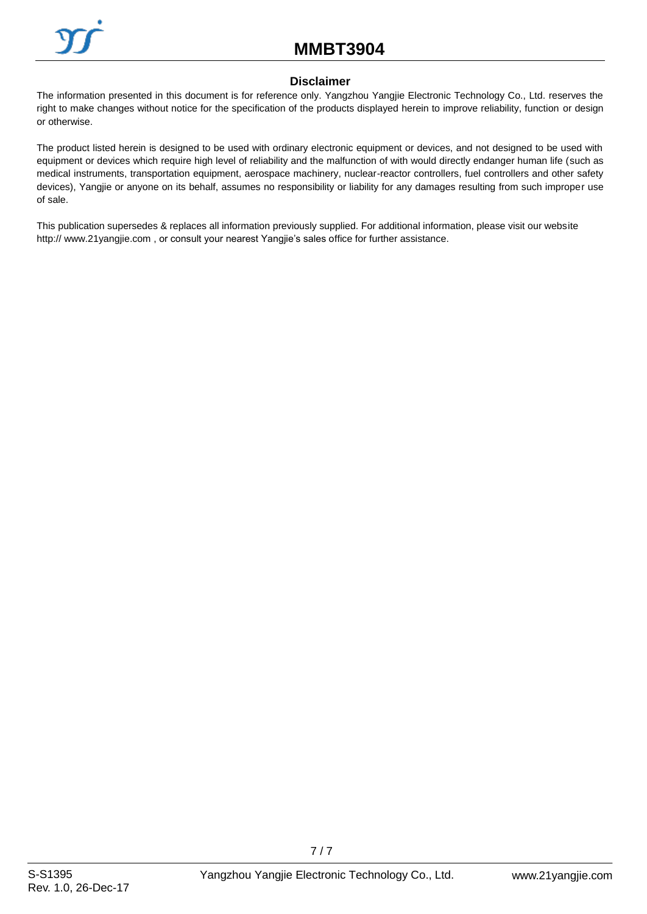## Disclaimer

The information presented in this document is for reference only. Yangzhou Yangjie Electronic Technology Co., Ltd. reserves the right to make changes without notice for the specification of the products displayed herein to improve reliability, function or design or otherwise.

The product listed herein is designed to be used with ordinary electronic equipment or devices, and not designed to be used with equipment or devices which require high level of reliability and the malfunction of with would directly endanger human life (such as medical instruments, transportation equipment, aerospace machinery, nuclear-reactor controllers, fuel controllers and other safety devices), Yangjie or anyone on its behalf, assumes no responsibility or liability for any damages resulting from such improper use of sale.

This publication supersedes & replaces all information previously supplied. For additional information, please visit our website http:// www.21yangjie.com , or consult your nearest Yangjie's sales office for further assistance.